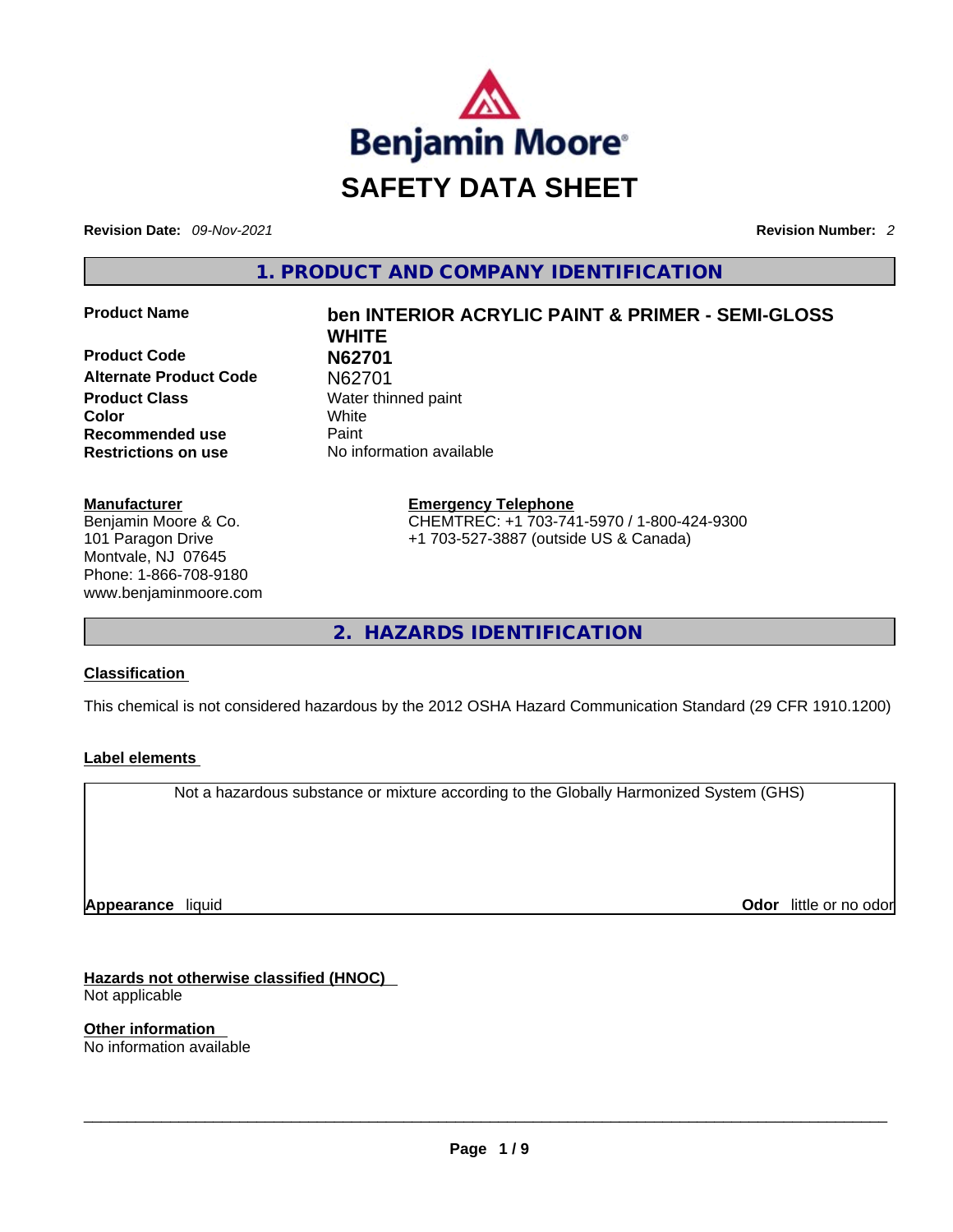# SAFETY DATA SHEET

**Revision Date:** *09-Nov-2021* **Revision Number:** *2*

## 1. PRODUCT AND COMPANY IDENTIFICATION

| | |
|---|---|
| **Product Name** | **ben INTERIOR ACRYLIC PAINT & PRIMER - SEMI-GLOSS WHITE** |
| **Product Code** | **N62701** |
| **Alternate Product Code** | N62701 |
| **Product Class** | Water thinned paint |
| **Color** | White |
| **Recommended use** | Paint |
| **Restrictions on use** | No information available |

**Manufacturer**
Benjamin Moore & Co.
101 Paragon Drive
Montvale, NJ 07645
Phone: 1-866-708-9180
www.benjaminmoore.com

**Emergency Telephone**
CHEMTREC: +1 703-741-5970 / 1-800-424-9300
+1 703-527-3887 (outside US & Canada)

## 2. HAZARDS IDENTIFICATION

**Classification**

This chemical is not considered hazardous by the 2012 OSHA Hazard Communication Standard (29 CFR 1910.1200)

**Label elements**

Not a hazardous substance or mixture according to the Globally Harmonized System (GHS)

**Appearance** liquid **Odor** little or no odor

**Hazards not otherwise classified (HNOC)**
Not applicable

**Other information**
No information available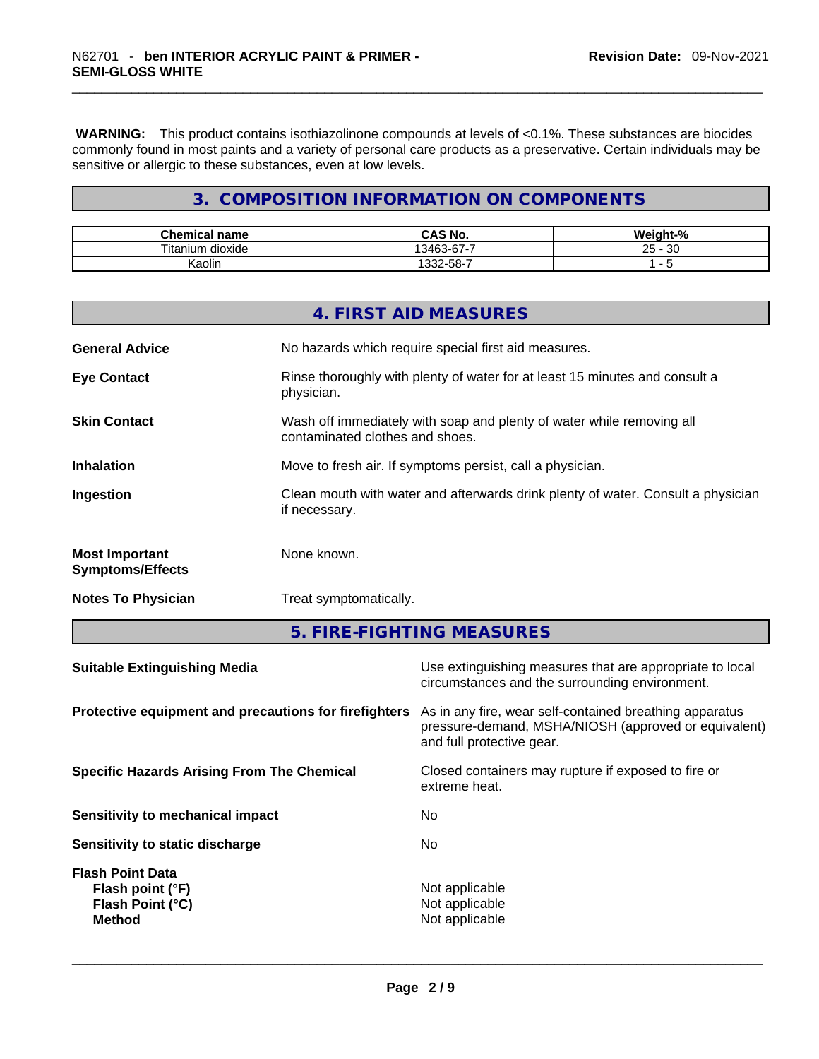**WARNING:** This product contains isothiazolinone compounds at levels of <0.1%. These substances are biocides commonly found in most paints and a variety of personal care products as a preservative. Certain individuals may be sensitive or allergic to these substances, even at low levels.

## 3. COMPOSITION INFORMATION ON COMPONENTS

| Chemical name | CAS No. | Weight-% |
|---|---|---|
| Titanium dioxide | 13463-67-7 | 25 - 30 |
| Kaolin | 1332-58-7 | 1 - 5 |

## 4. FIRST AID MEASURES

**General Advice** — No hazards which require special first aid measures.

**Eye Contact** — Rinse thoroughly with plenty of water for at least 15 minutes and consult a physician.

**Skin Contact** — Wash off immediately with soap and plenty of water while removing all contaminated clothes and shoes.

**Inhalation** — Move to fresh air. If symptoms persist, call a physician.

**Ingestion** — Clean mouth with water and afterwards drink plenty of water. Consult a physician if necessary.

**Most Important Symptoms/Effects** — None known.

**Notes To Physician** — Treat symptomatically.

## 5. FIRE-FIGHTING MEASURES

**Suitable Extinguishing Media** — Use extinguishing measures that are appropriate to local circumstances and the surrounding environment.

**Protective equipment and precautions for firefighters** — As in any fire, wear self-contained breathing apparatus pressure-demand, MSHA/NIOSH (approved or equivalent) and full protective gear.

**Specific Hazards Arising From The Chemical** — Closed containers may rupture if exposed to fire or extreme heat.

**Sensitivity to mechanical impact** — No

**Sensitivity to static discharge** — No

**Flash Point Data**
**Flash point (°F)** — Not applicable
**Flash Point (°C)** — Not applicable
**Method** — Not applicable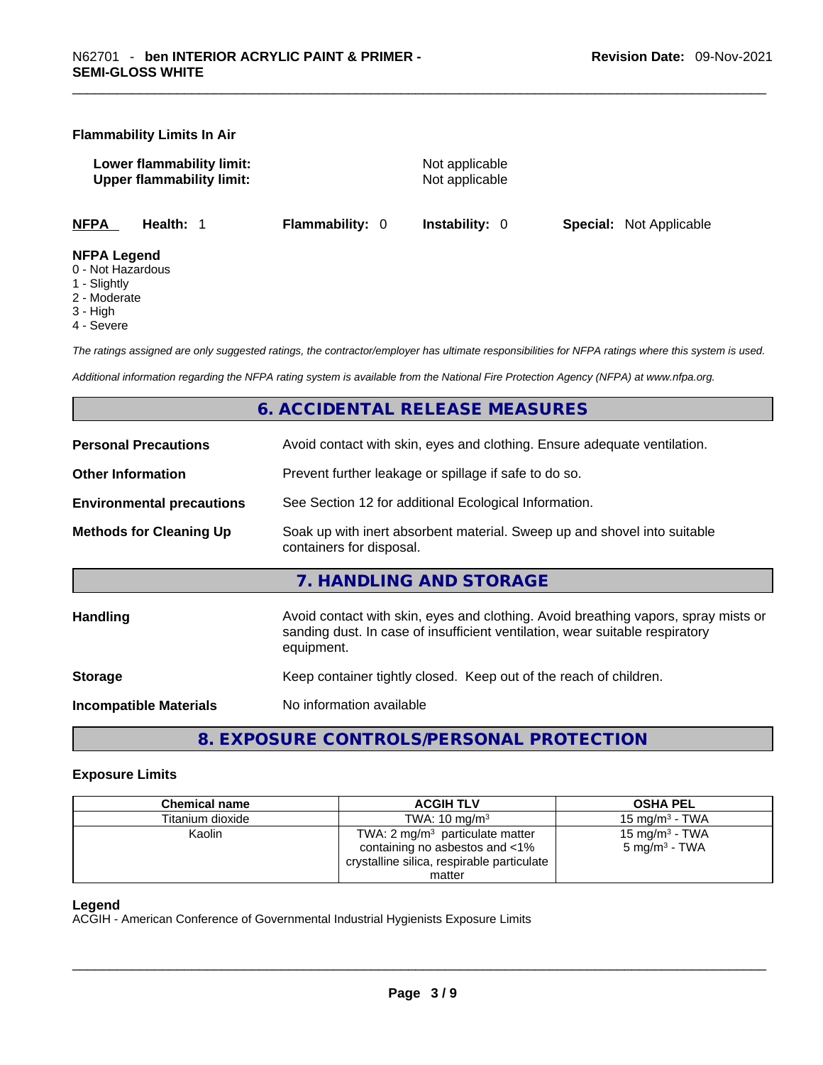### Flammability Limits In Air

**Lower flammability limit:** Not applicable
**Upper flammability limit:** Not applicable

**NFPA** **Health:** 1 **Flammability:** 0 **Instability:** 0 **Special:** Not Applicable

**NFPA Legend**
0 - Not Hazardous
1 - Slightly
2 - Moderate
3 - High
4 - Severe

*The ratings assigned are only suggested ratings, the contractor/employer has ultimate responsibilities for NFPA ratings where this system is used.*

*Additional information regarding the NFPA rating system is available from the National Fire Protection Agency (NFPA) at www.nfpa.org.*

## 6. ACCIDENTAL RELEASE MEASURES

**Personal Precautions** Avoid contact with skin, eyes and clothing. Ensure adequate ventilation.

**Other Information** Prevent further leakage or spillage if safe to do so.

**Environmental precautions** See Section 12 for additional Ecological Information.

**Methods for Cleaning Up** Soak up with inert absorbent material. Sweep up and shovel into suitable containers for disposal.

## 7. HANDLING AND STORAGE

**Handling** Avoid contact with skin, eyes and clothing. Avoid breathing vapors, spray mists or sanding dust. In case of insufficient ventilation, wear suitable respiratory equipment.

**Storage** Keep container tightly closed. Keep out of the reach of children.

**Incompatible Materials** No information available

## 8. EXPOSURE CONTROLS/PERSONAL PROTECTION

### Exposure Limits

| Chemical name | ACGIH TLV | OSHA PEL |
|---|---|---|
| Titanium dioxide | TWA: 10 mg/m$^3$ | 15 mg/m$^3$ - TWA |
| Kaolin | TWA: 2 mg/m$^3$ particulate matter containing no asbestos and <1% crystalline silica, respirable particulate matter | 15 mg/m$^3$ - TWA<br>5 mg/m$^3$ - TWA |

**Legend**
ACGIH - American Conference of Governmental Industrial Hygienists Exposure Limits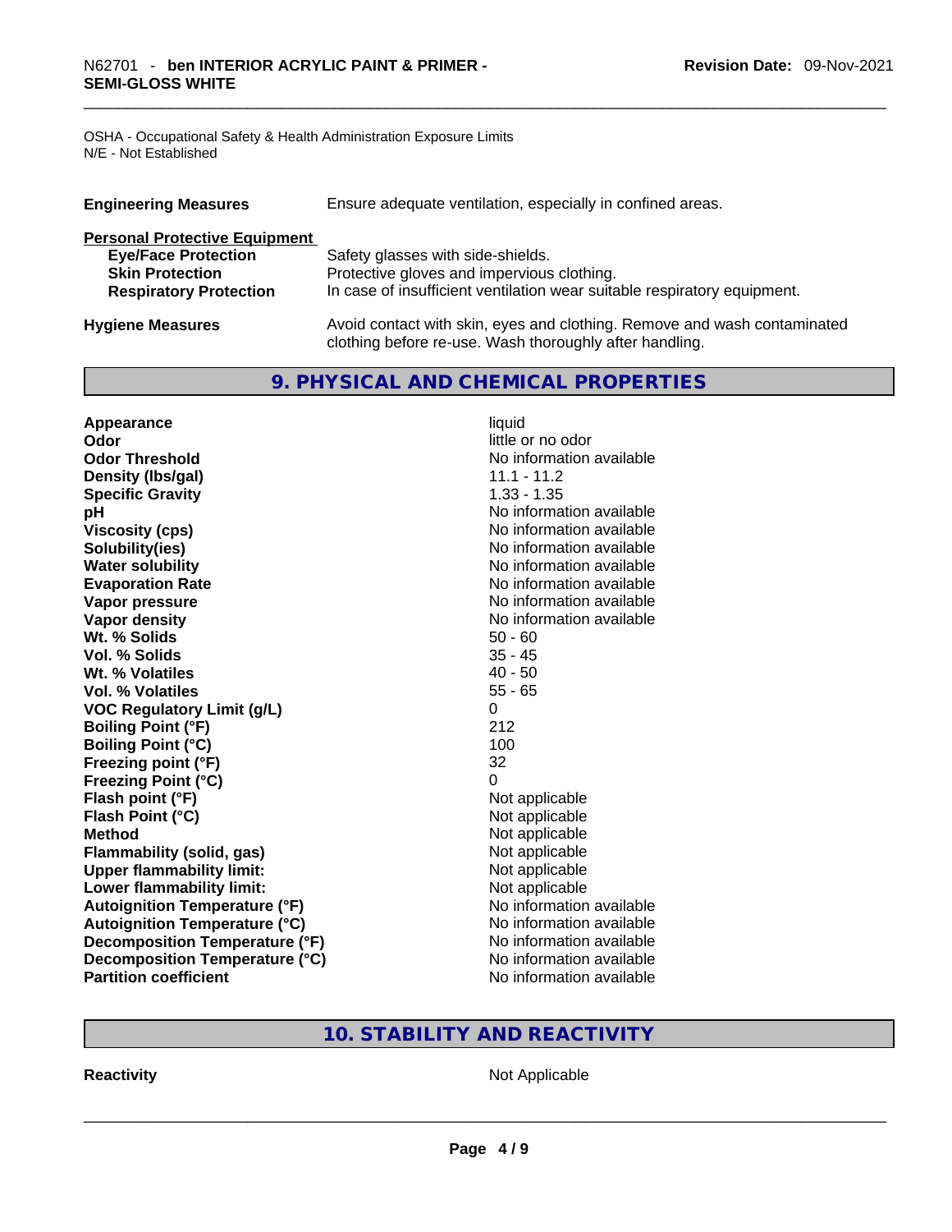OSHA - Occupational Safety & Health Administration Exposure Limits
N/E - Not Established

| | |
|---|---|
| **Engineering Measures** | Ensure adequate ventilation, especially in confined areas. |

**Personal Protective Equipment**

| | |
|---|---|
| **Eye/Face Protection** | Safety glasses with side-shields. |
| **Skin Protection** | Protective gloves and impervious clothing. |
| **Respiratory Protection** | In case of insufficient ventilation wear suitable respiratory equipment. |

| | |
|---|---|
| **Hygiene Measures** | Avoid contact with skin, eyes and clothing. Remove and wash contaminated clothing before re-use. Wash thoroughly after handling. |

## 9. PHYSICAL AND CHEMICAL PROPERTIES

| | |
|---|---|
| **Appearance** | liquid |
| **Odor** | little or no odor |
| **Odor Threshold** | No information available |
| **Density (lbs/gal)** | 11.1 - 11.2 |
| **Specific Gravity** | 1.33 - 1.35 |
| **pH** | No information available |
| **Viscosity (cps)** | No information available |
| **Solubility(ies)** | No information available |
| **Water solubility** | No information available |
| **Evaporation Rate** | No information available |
| **Vapor pressure** | No information available |
| **Vapor density** | No information available |
| **Wt. % Solids** | 50 - 60 |
| **Vol. % Solids** | 35 - 45 |
| **Wt. % Volatiles** | 40 - 50 |
| **Vol. % Volatiles** | 55 - 65 |
| **VOC Regulatory Limit (g/L)** | 0 |
| **Boiling Point (°F)** | 212 |
| **Boiling Point (°C)** | 100 |
| **Freezing point (°F)** | 32 |
| **Freezing Point (°C)** | 0 |
| **Flash point (°F)** | Not applicable |
| **Flash Point (°C)** | Not applicable |
| **Method** | Not applicable |
| **Flammability (solid, gas)** | Not applicable |
| **Upper flammability limit:** | Not applicable |
| **Lower flammability limit:** | Not applicable |
| **Autoignition Temperature (°F)** | No information available |
| **Autoignition Temperature (°C)** | No information available |
| **Decomposition Temperature (°F)** | No information available |
| **Decomposition Temperature (°C)** | No information available |
| **Partition coefficient** | No information available |

## 10. STABILITY AND REACTIVITY

| | |
|---|---|
| **Reactivity** | Not Applicable |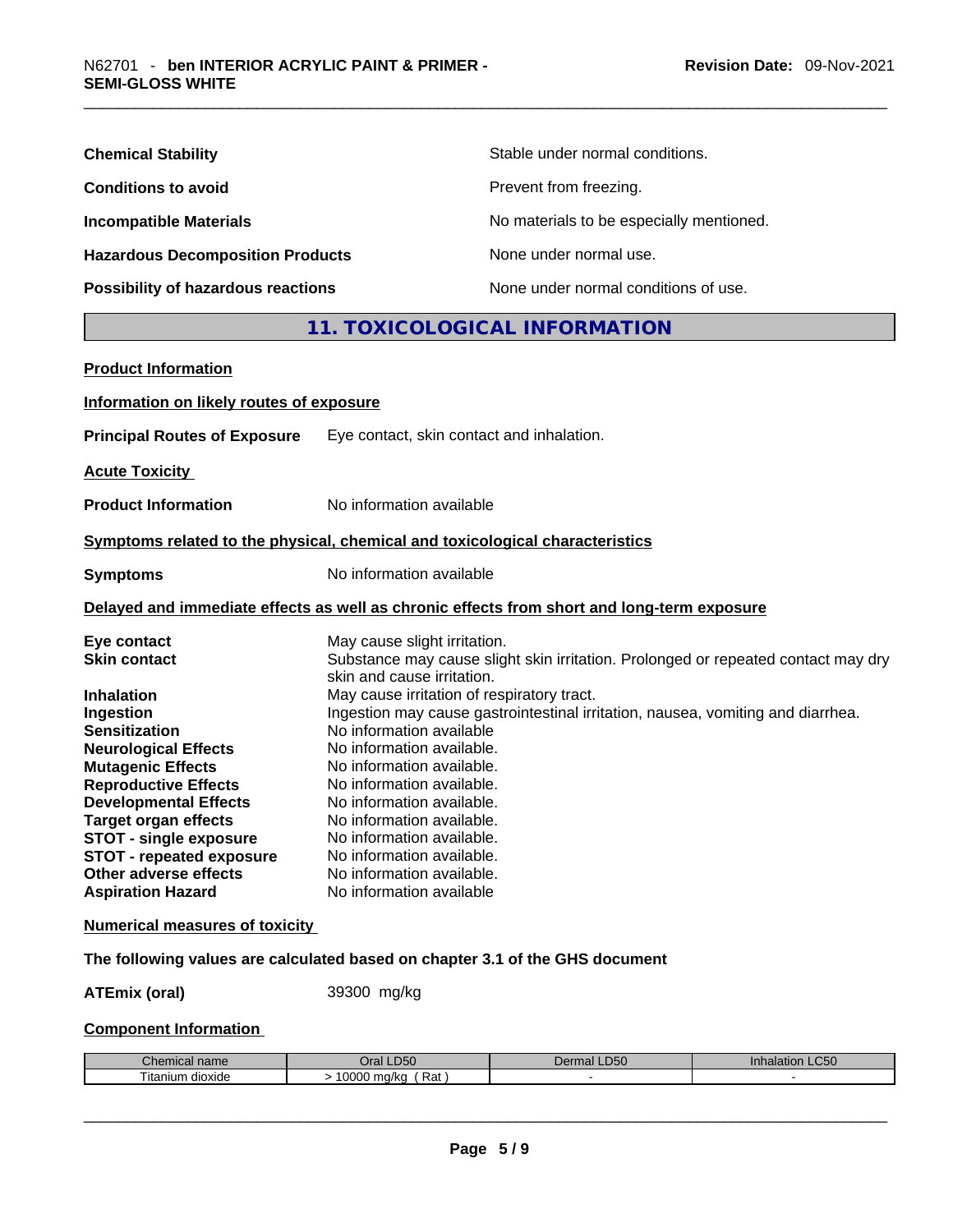| | |
|---|---|
| **Chemical Stability** | Stable under normal conditions. |
| **Conditions to avoid** | Prevent from freezing. |
| **Incompatible Materials** | No materials to be especially mentioned. |
| **Hazardous Decomposition Products** | None under normal use. |
| **Possibility of hazardous reactions** | None under normal conditions of use. |

## 11. TOXICOLOGICAL INFORMATION

**Product Information**

**Information on likely routes of exposure**

**Principal Routes of Exposure** Eye contact, skin contact and inhalation.

**Acute Toxicity**

**Product Information** No information available

**Symptoms related to the physical, chemical and toxicological characteristics**

**Symptoms** No information available

**Delayed and immediate effects as well as chronic effects from short and long-term exposure**

| | |
|---|---|
| **Eye contact** | May cause slight irritation. |
| **Skin contact** | Substance may cause slight skin irritation. Prolonged or repeated contact may dry skin and cause irritation. |
| **Inhalation** | May cause irritation of respiratory tract. |
| **Ingestion** | Ingestion may cause gastrointestinal irritation, nausea, vomiting and diarrhea. |
| **Sensitization** | No information available |
| **Neurological Effects** | No information available. |
| **Mutagenic Effects** | No information available. |
| **Reproductive Effects** | No information available. |
| **Developmental Effects** | No information available. |
| **Target organ effects** | No information available. |
| **STOT - single exposure** | No information available. |
| **STOT - repeated exposure** | No information available. |
| **Other adverse effects** | No information available. |
| **Aspiration Hazard** | No information available |

**Numerical measures of toxicity**

**The following values are calculated based on chapter 3.1 of the GHS document**

**ATEmix (oral)** 39300 mg/kg

**Component Information**

| Chemical name | Oral LD50 | Dermal LD50 | Inhalation LC50 |
|---|---|---|---|
| Titanium dioxide | > 10000 mg/kg ( Rat ) | - | - |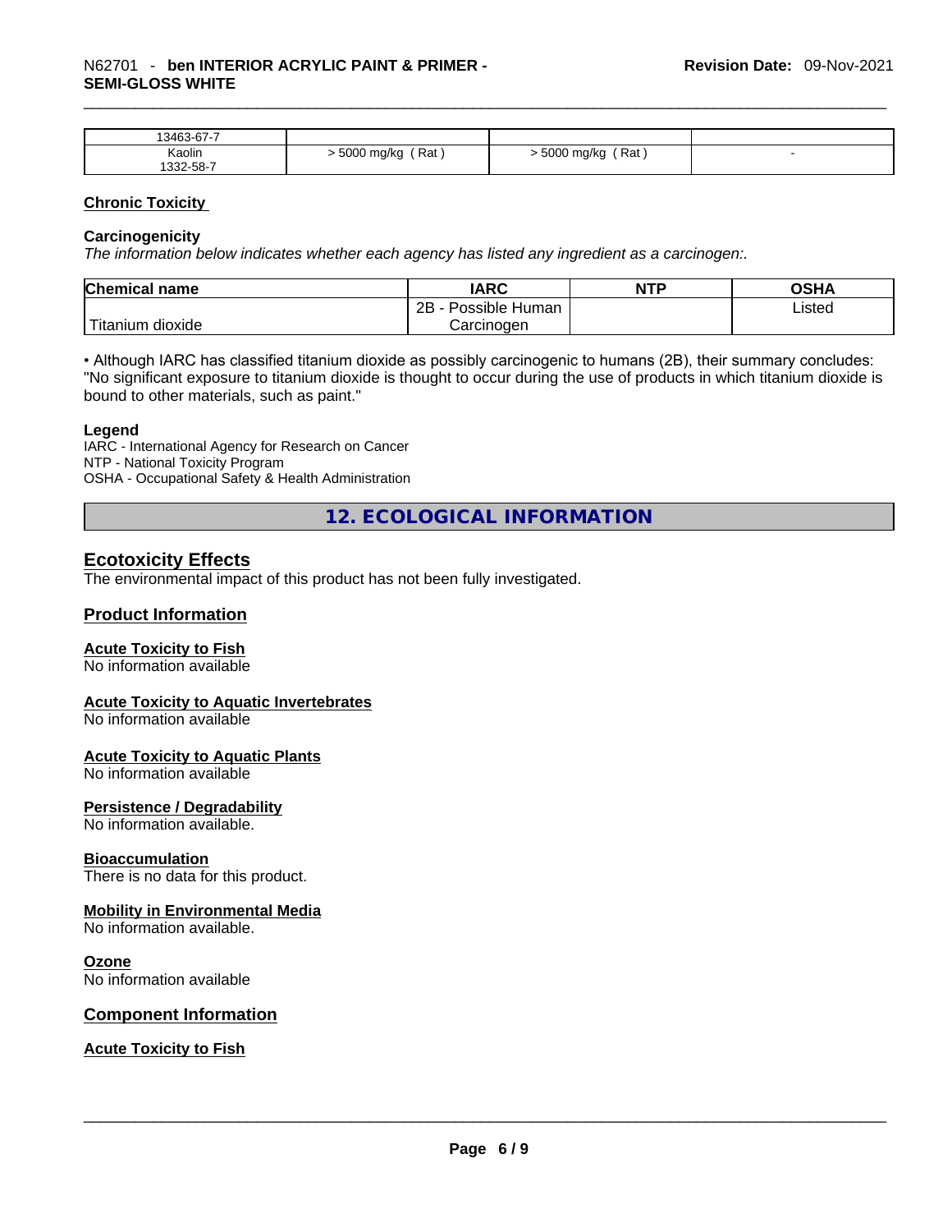| 13463-67-7 | | | |
|---|---|---|---|
| Kaolin 1332-58-7 | > 5000 mg/kg ( Rat ) | > 5000 mg/kg ( Rat ) | - |

**Chronic Toxicity**

**Carcinogenicity**

*The information below indicates whether each agency has listed any ingredient as a carcinogen:.*

| Chemical name | IARC | NTP | OSHA |
|---|---|---|---|
| Titanium dioxide | 2B - Possible Human Carcinogen | | Listed |

• Although IARC has classified titanium dioxide as possibly carcinogenic to humans (2B), their summary concludes: "No significant exposure to titanium dioxide is thought to occur during the use of products in which titanium dioxide is bound to other materials, such as paint."

**Legend**

IARC - International Agency for Research on Cancer
NTP - National Toxicity Program
OSHA - Occupational Safety & Health Administration

## 12. ECOLOGICAL INFORMATION

### Ecotoxicity Effects

The environmental impact of this product has not been fully investigated.

### Product Information

**Acute Toxicity to Fish**

No information available

**Acute Toxicity to Aquatic Invertebrates**

No information available

**Acute Toxicity to Aquatic Plants**

No information available

**Persistence / Degradability**

No information available.

**Bioaccumulation**

There is no data for this product.

**Mobility in Environmental Media**

No information available.

**Ozone**

No information available

### Component Information

**Acute Toxicity to Fish**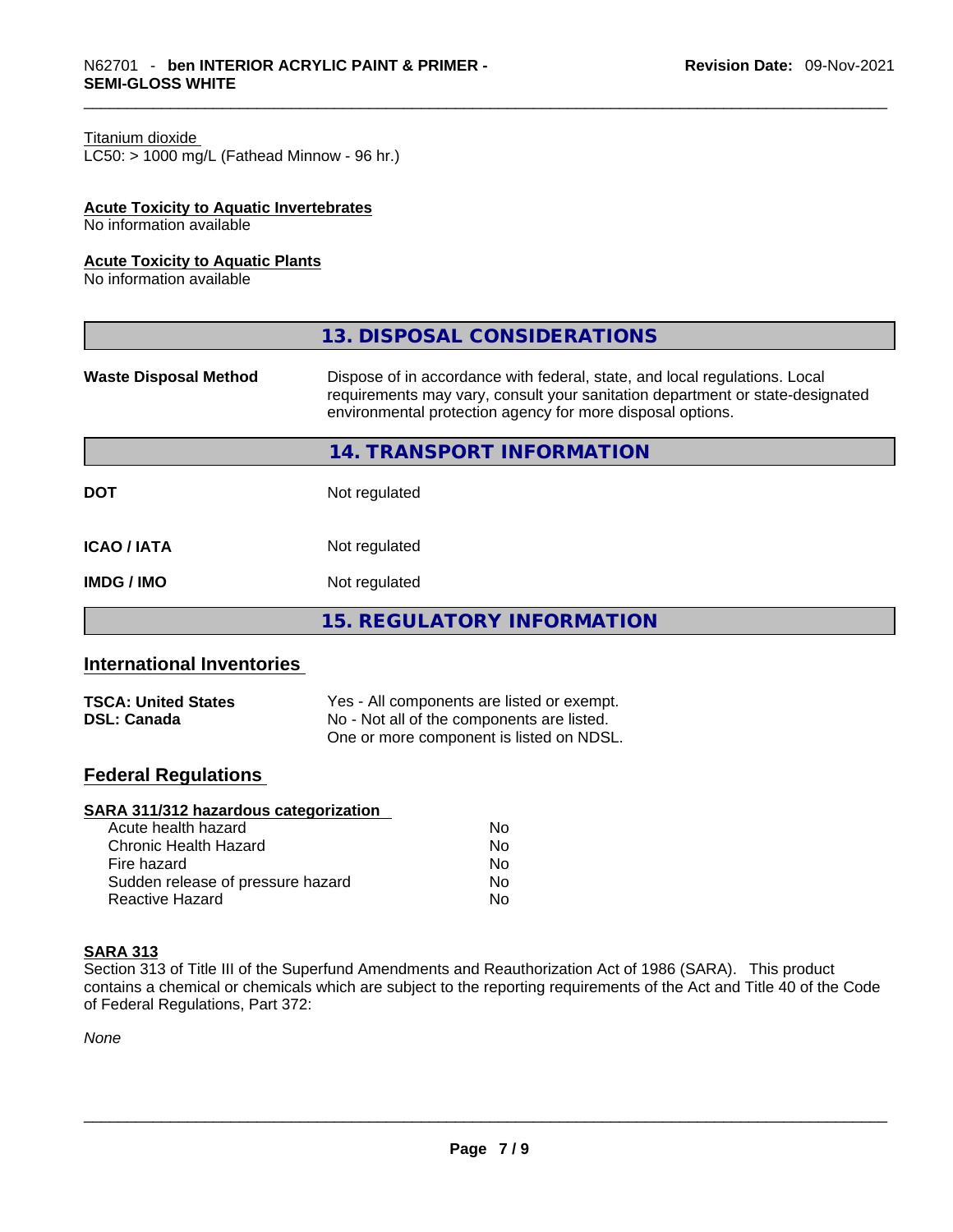Titanium dioxide
LC50: > 1000 mg/L (Fathead Minnow - 96 hr.)

**Acute Toxicity to Aquatic Invertebrates**
No information available

**Acute Toxicity to Aquatic Plants**
No information available

## 13. DISPOSAL CONSIDERATIONS

| | |
|---|---|
| **Waste Disposal Method** | Dispose of in accordance with federal, state, and local regulations. Local requirements may vary, consult your sanitation department or state-designated environmental protection agency for more disposal options. |

## 14. TRANSPORT INFORMATION

| | |
|---|---|
| **DOT** | Not regulated |
| **ICAO / IATA** | Not regulated |
| **IMDG / IMO** | Not regulated |

## 15. REGULATORY INFORMATION

### International Inventories

| | |
|---|---|
| **TSCA: United States** | Yes - All components are listed or exempt. |
| **DSL: Canada** | No - Not all of the components are listed. One or more component is listed on NDSL. |

### Federal Regulations

**SARA 311/312 hazardous categorization**

| | |
|---|---|
| Acute health hazard | No |
| Chronic Health Hazard | No |
| Fire hazard | No |
| Sudden release of pressure hazard | No |
| Reactive Hazard | No |

**SARA 313**
Section 313 of Title III of the Superfund Amendments and Reauthorization Act of 1986 (SARA). This product contains a chemical or chemicals which are subject to the reporting requirements of the Act and Title 40 of the Code of Federal Regulations, Part 372:

*None*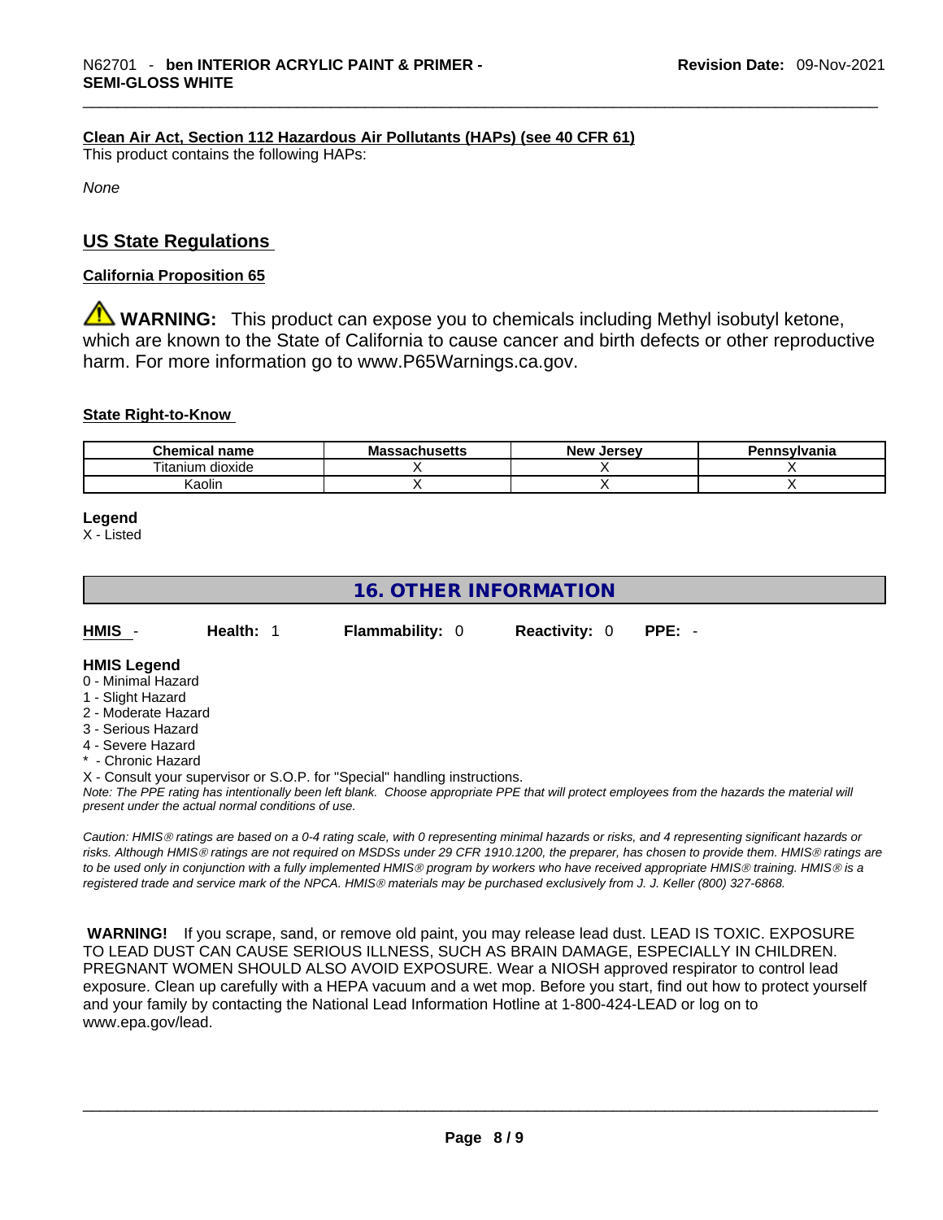**Clean Air Act, Section 112 Hazardous Air Pollutants (HAPs) (see 40 CFR 61)**

This product contains the following HAPs:

*None*

## US State Regulations

**California Proposition 65**

⚠ **WARNING:** This product can expose you to chemicals including Methyl isobutyl ketone, which are known to the State of California to cause cancer and birth defects or other reproductive harm. For more information go to www.P65Warnings.ca.gov.

**State Right-to-Know**

| Chemical name | Massachusetts | New Jersey | Pennsylvania |
|---|---|---|---|
| Titanium dioxide | X | X | X |
| Kaolin | X | X | X |

**Legend**

X - Listed

## 16. OTHER INFORMATION

| HMIS - | Health: 1 | Flammability: 0 | Reactivity: 0 | PPE: - |
|---|---|---|---|---|

**HMIS Legend**

0 - Minimal Hazard
1 - Slight Hazard
2 - Moderate Hazard
3 - Serious Hazard
4 - Severe Hazard
* - Chronic Hazard
X - Consult your supervisor or S.O.P. for "Special" handling instructions.

*Note: The PPE rating has intentionally been left blank. Choose appropriate PPE that will protect employees from the hazards the material will present under the actual normal conditions of use.*

*Caution: HMIS® ratings are based on a 0-4 rating scale, with 0 representing minimal hazards or risks, and 4 representing significant hazards or risks. Although HMIS® ratings are not required on MSDSs under 29 CFR 1910.1200, the preparer, has chosen to provide them. HMIS® ratings are to be used only in conjunction with a fully implemented HMIS® program by workers who have received appropriate HMIS® training. HMIS® is a registered trade and service mark of the NPCA. HMIS® materials may be purchased exclusively from J. J. Keller (800) 327-6868.*

**WARNING!** If you scrape, sand, or remove old paint, you may release lead dust. LEAD IS TOXIC. EXPOSURE TO LEAD DUST CAN CAUSE SERIOUS ILLNESS, SUCH AS BRAIN DAMAGE, ESPECIALLY IN CHILDREN. PREGNANT WOMEN SHOULD ALSO AVOID EXPOSURE. Wear a NIOSH approved respirator to control lead exposure. Clean up carefully with a HEPA vacuum and a wet mop. Before you start, find out how to protect yourself and your family by contacting the National Lead Information Hotline at 1-800-424-LEAD or log on to www.epa.gov/lead.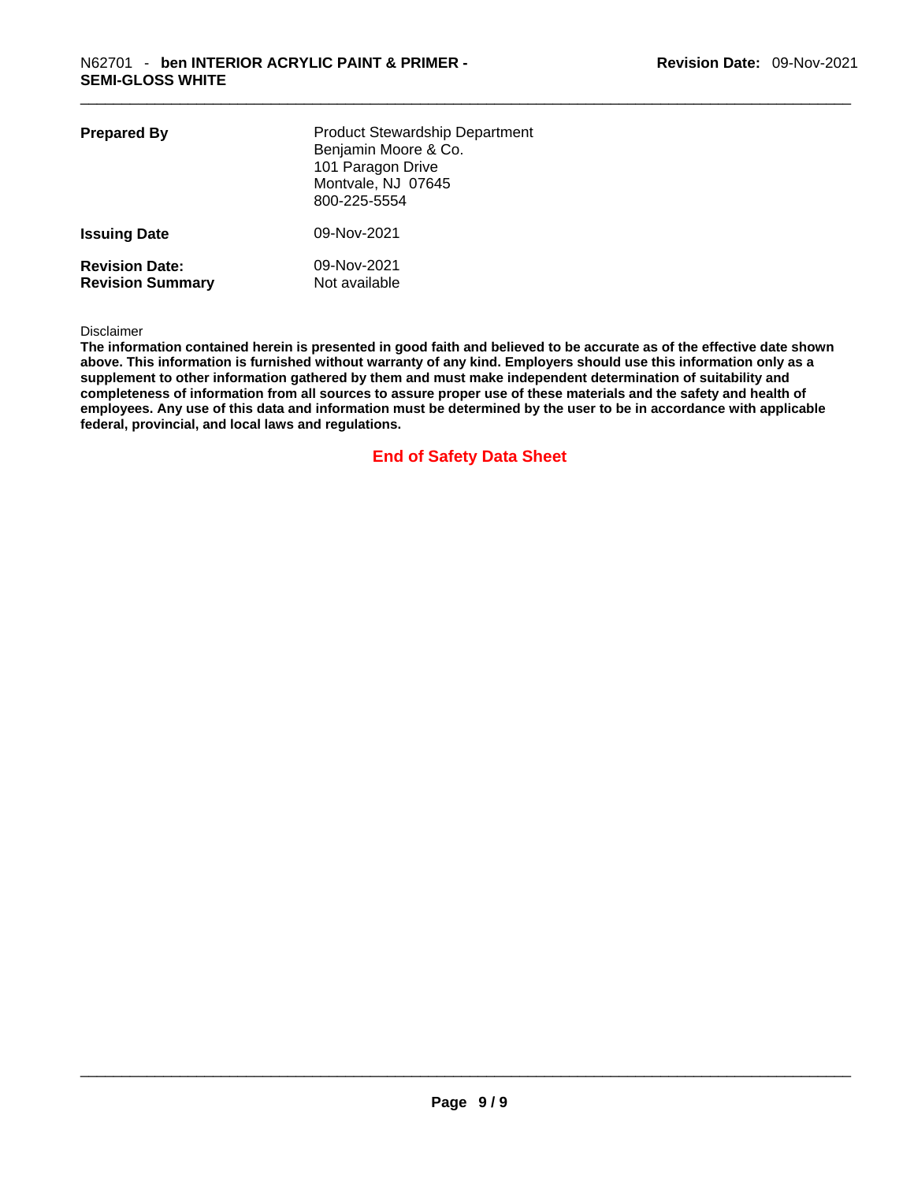| | |
|---|---|
| **Prepared By** | Product Stewardship Department<br>Benjamin Moore & Co.<br>101 Paragon Drive<br>Montvale, NJ 07645<br>800-225-5554 |
| **Issuing Date** | 09-Nov-2021 |
| **Revision Date:** | 09-Nov-2021 |
| **Revision Summary** | Not available |

Disclaimer

**The information contained herein is presented in good faith and believed to be accurate as of the effective date shown above. This information is furnished without warranty of any kind. Employers should use this information only as a supplement to other information gathered by them and must make independent determination of suitability and completeness of information from all sources to assure proper use of these materials and the safety and health of employees. Any use of this data and information must be determined by the user to be in accordance with applicable federal, provincial, and local laws and regulations.**

**End of Safety Data Sheet**